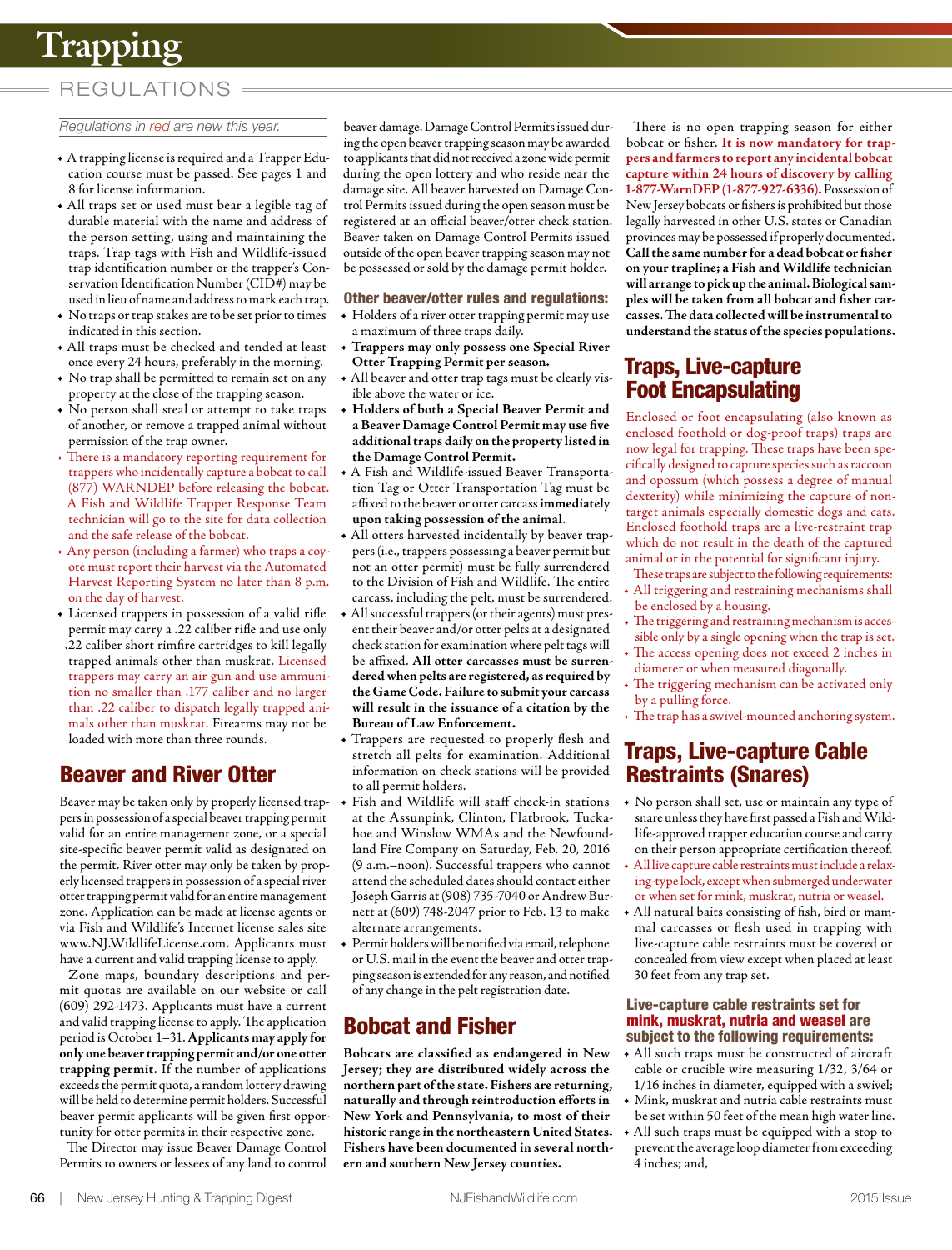# Trapping

## REGULATIONS

*Regulations in red are new this year.*

- A trapping license is required and a Trapper Education course must be passed. See pages 1 and 8 for license information.
- All traps set or used must bear a legible tag of durable material with the name and address of the person setting, using and maintaining the traps. Trap tags with Fish and Wildlife-issued trap identification number or the trapper's Conservation Identification Number (CID#) may be used in lieu of name and address to mark each trap.
- No traps or trap stakes are to be set prior to times indicated in this section.
- All traps must be checked and tended at least once every 24 hours, preferably in the morning.
- No trap shall be permitted to remain set on any property at the close of the trapping season.
- No person shall steal or attempt to take traps of another, or remove a trapped animal without permission of the trap owner.
- There is a mandatory reporting requirement for trappers who incidentally capture a bobcat to call (877) WARNDEP before releasing the bobcat. A Fish and Wildlife Trapper Response Team technician will go to the site for data collection and the safe release of the bobcat.
- Any person (including a farmer) who traps a coyote must report their harvest via the Automated Harvest Reporting System no later than 8 p.m. on the day of harvest.
- Licensed trappers in possession of a valid rifle permit may carry a .22 caliber rifle and use only .22 caliber short rimfire cartridges to kill legally trapped animals other than muskrat. Licensed trappers may carry an air gun and use ammunition no smaller than .177 caliber and no larger than .22 caliber to dispatch legally trapped animals other than muskrat. Firearms may not be loaded with more than three rounds.

## Beaver and River Otter

Beaver may be taken only by properly licensed trappers in possession of a special beaver trapping permit valid for an entire management zone, or a special site-specific beaver permit valid as designated on the permit. River otter may only be taken by properly licensed trappers in possession of a special river otter trapping permit valid for an entire management zone. Application can be made at license agents or via Fish and Wildlife's Internet license sales site www.NJ.WildlifeLicense.com. Applicants must have a current and valid trapping license to apply.

Zone maps, boundary descriptions and permit quotas are available on our website or call (609) 292-1473. Applicants must have a current and valid trapping license to apply. The application period is October 1–31. **Applicants may apply for only one beaver trapping permit and/or one otter trapping permit.** If the number of applications exceeds the permit quota, a random lottery drawing will be held to determine permit holders. Successful beaver permit applicants will be given first opportunity for otter permits in their respective zone.

The Director may issue Beaver Damage Control Permits to owners or lessees of any land to control beaver damage. Damage Control Permits issued during the open beaver trapping season may be awarded to applicants that did not received a zone wide permit during the open lottery and who reside near the damage site. All beaver harvested on Damage Control Permits issued during the open season must be registered at an official beaver/otter check station. Beaver taken on Damage Control Permits issued outside of the open beaver trapping season may not be possessed or sold by the damage permit holder.

### Other beaver/otter rules and regulations:

- Holders of a river otter trapping permit may use a maximum of three traps daily.
- **Trappers may only possess one Special River Otter Trapping Permit per season.**
- All beaver and otter trap tags must be clearly visible above the water or ice.
- **Holders of both a Special Beaver Permit and a Beaver Damage Control Permit may use five additional traps daily on the property listed in the Damage Control Permit.**
- A Fish and Wildlife-issued Beaver Transportation Tag or Otter Transportation Tag must be affixed to the beaver or otter carcass **immediately upon taking possession of the animal**.
- All otters harvested incidentally by beaver trappers (i.e., trappers possessing a beaver permit but not an otter permit) must be fully surrendered to the Division of Fish and Wildlife. The entire carcass, including the pelt, must be surrendered.
- All successful trappers (or their agents) must present their beaver and/or otter pelts at a designated check station for examination where pelt tags will be affixed. **All otter carcasses must be surrendered when pelts are registered, as required by the Game Code. Failure to submit your carcass will result in the issuance of a citation by the Bureau of Law Enforcement.**
- Trappers are requested to properly flesh and stretch all pelts for examination. Additional information on check stations will be provided to all permit holders.
- Fish and Wildlife will staff check-in stations at the Assunpink, Clinton, Flatbrook, Tuckahoe and Winslow WMAs and the Newfoundland Fire Company on Saturday, Feb. 20, 2016 (9 a.m.–noon). Successful trappers who cannot attend the scheduled dates should contact either Joseph Garris at (908) 735-7040 or Andrew Burnett at (609) 748-2047 prior to Feb. 13 to make alternate arrangements.
- Permit holders will be notified via email, telephone or U.S. mail in the event the beaver and otter trapping season is extended for any reason, and notified of any change in the pelt registration date.

## Bobcat and Fisher

**Bobcats are classified as endangered in New Jersey; they are distributed widely across the northern part of the state. Fishers are returning, naturally and through reintroduction efforts in New York and Pennsylvania, to most of their historic range in the northeastern United States. Fishers have been documented in several northern and southern New Jersey counties.**

There is no open trapping season for either bobcat or fisher. **It is now mandatory for trappers and farmers to report any incidental bobcat capture within 24 hours of discovery by calling 1-877-WarnDEP (1-877-927-6336).** Possession of New Jersey bobcats or fishers is prohibited but those legally harvested in other U.S. states or Canadian provinces may be possessed if properly documented. **Call the same number for a dead bobcat or fisher on your trapline; a Fish and Wildlife technician will arrange to pick up the animal. Biological samples will be taken from all bobcat and fisher carcasses. The data collected will be instrumental to understand the status of the species populations.**

## Traps, Live-capture Foot Encapsulating

Enclosed or foot encapsulating (also known as enclosed foothold or dog-proof traps) traps are now legal for trapping. These traps have been specifically designed to capture species such as raccoon and opossum (which possess a degree of manual dexterity) while minimizing the capture of non-target animals especially domestic dogs and cats. Enclosed foothold traps are a live-restraint trap which do not result in the death of the captured animal or in the potential for significant injury.

These traps are subject to the following requirements:

- All triggering and restraining mechanisms shall be enclosed by a housing.
- The triggering and restraining mechanism is accessible only by a single opening when the trap is set.
- The access opening does not exceed 2 inches in diameter or when measured diagonally.
- The triggering mechanism can be activated only by a pulling force.
- The trap has a swivel-mounted anchoring system.

## Traps, Live-capture Cable Restraints (Snares)

- No person shall set, use or maintain any type of snare unless they have first passed a Fish and Wildlife-approved trapper education course and carry on their person appropriate certification thereof.
- All live capture cable restraints must include a relaxing-type lock, except when submerged underwater or when set for mink, muskrat, nutria or weasel.
- All natural baits consisting of fish, bird or mammal carcasses or flesh used in trapping with live-capture cable restraints must be covered or concealed from view except when placed at least 30 feet from any trap set.

### Live-capture cable restraints set for mink, muskrat, nutria and weasel are subject to the following requirements:

- All such traps must be constructed of aircraft cable or crucible wire measuring 1/32, 3/64 or 1/16 inches in diameter, equipped with a swivel;
- Mink, muskrat and nutria cable restraints must be set within 50 feet of the mean high water line.
- All such traps must be equipped with a stop to prevent the average loop diameter from exceeding 4 inches; and,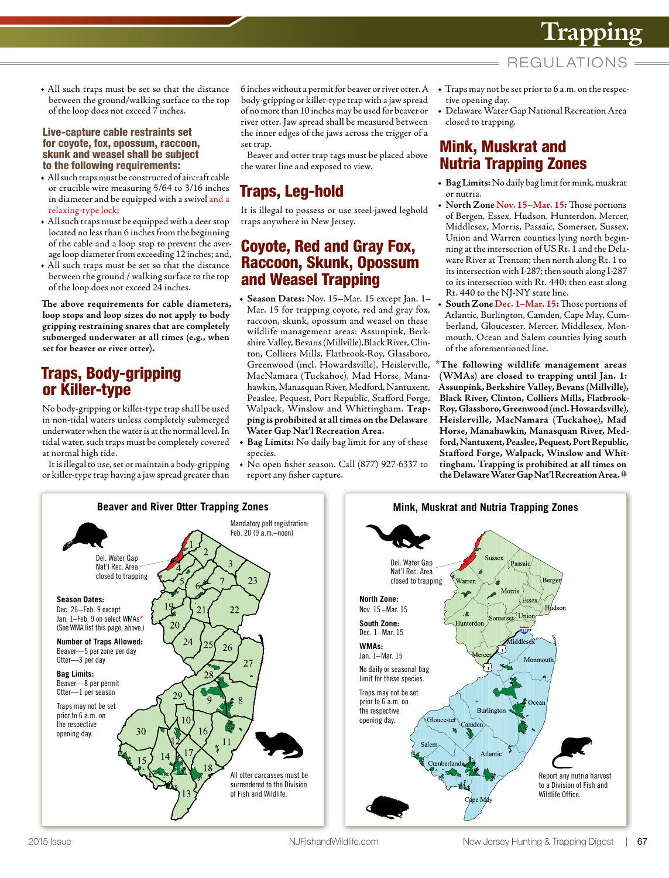# Trapping

## REGULATIONS

- All such traps must be set so that the distance between the ground/walking surface to the top of the loop does not exceed 7 inches.

**Live-capture cable restraints set for coyote, fox, opossum, raccoon, skunk and weasel shall be subject to the following requirements:**

- All such traps must be constructed of aircraft cable or crucible wire measuring 5/64 to 3/16 inches in diameter and be equipped with a swivel and a relaxing-type lock;
- All such traps must be equipped with a deer stop located no less than 6 inches from the beginning of the cable and a loop stop to prevent the average loop diameter from exceeding 12 inches; and,
- All such traps must be set so that the distance between the ground / walking surface to the top of the loop does not exceed 24 inches.

**The above requirements for cable diameters, loop stops and loop sizes do not apply to body gripping restraining snares that are completely submerged underwater at all times (e.g., when set for beaver or river otter).**

## Traps, Body-gripping or Killer-type

No body-gripping or killer-type trap shall be used in non-tidal waters unless completely submerged underwater when the water is at the normal level. In tidal water, such traps must be completely covered at normal high tide.

It is illegal to use, set or maintain a body-gripping or killer-type trap having a jaw spread greater than 6 inches without a permit for beaver or river otter. A body-gripping or killer-type trap with a jaw spread of no more than 10 inches may be used for beaver or river otter. Jaw spread shall be measured between the inner edges of the jaws across the trigger of a set trap.

Beaver and otter trap tags must be placed above the water line and exposed to view.

## Traps, Leg-hold

It is illegal to possess or use steel-jawed leghold traps anywhere in New Jersey.

## Coyote, Red and Gray Fox, Raccoon, Skunk, Opossum and Weasel Trapping

- **Season Dates:** Nov. 15–Mar. 15 except Jan. 1–Mar. 15 for trapping coyote, red and gray fox, raccoon, skunk, opossum and weasel on these wildlife management areas: Assunpink, Berkshire Valley, Bevans (Millville), Black River, Clinton, Colliers Mills, Flatbrook-Roy, Glassboro, Greenwood (incl. Howardsville), Heislerville, MacNamara (Tuckahoe), Mad Horse, Manahawkin, Manasquan River, Medford, Nantuxent, Peaslee, Pequest, Port Republic, Stafford Forge, Walpack, Winslow and Whittingham. **Trapping is prohibited at all times on the Delaware Water Gap Nat'l Recreation Area.**
- **Bag Limits:** No daily bag limit for any of these species.
- No open fisher season. Call (877) 927-6337 to report any fisher capture.
- Traps may not be set prior to 6 a.m. on the respective opening day.
- Delaware Water Gap National Recreation Area closed to trapping.

## Mink, Muskrat and Nutria Trapping Zones

- **Bag Limits:** No daily bag limit for mink, muskrat or nutria.
- **North Zone Nov. 15–Mar. 15:** Those portions of Bergen, Essex, Hudson, Hunterdon, Mercer, Middlesex, Morris, Passaic, Somerset, Sussex, Union and Warren counties lying north beginning at the intersection of US Rt. 1 and the Delaware River at Trenton; then north along Rt. 1 to its intersection with I-287; then south along I-287 to its intersection with Rt. 440; then east along Rt. 440 to the NJ-NY state line.
- **South Zone Dec. 1–Mar. 15:** Those portions of Atlantic, Burlington, Camden, Cape May, Cumberland, Gloucester, Mercer, Middlesex, Monmouth, Ocean and Salem counties lying south of the aforementioned line.

***The following wildlife management areas (WMAs) are closed to trapping until Jan. 1: Assunpink, Berkshire Valley, Bevans (Millville), Black River, Clinton, Colliers Mills, Flatbrook-Roy, Glassboro, Greenwood (incl. Howardsville), Heislerville, MacNamara (Tuckahoe), Mad Horse, Manahawkin, Manasquan River, Medford, Nantuxent, Peaslee, Pequest, Port Republic, Stafford Forge, Walpack, Winslow and Whittingham. Trapping is prohibited at all times on the Delaware Water Gap Nat'l Recreation Area.**

### Beaver and River Otter Trapping Zones

Mandatory pelt registration: Feb. 20 (9 a.m.–noon)

Del. Water Gap Nat'l Rec. Area closed to trapping

**Season Dates:**
Dec. 26–Feb. 9 except Jan. 1–Feb. 9 on select WMAs*
(See WMA list this page, above.)

**Number of Traps Allowed:**
Beaver—5 per zone per day
Otter—3 per day

**Bag Limits:**
Beaver—8 per permit
Otter—1 per season

Traps may not be set prior to 6 a.m. on the respective opening day.

All otter carcasses must be surrendered to the Division of Fish and Wildlife.

### Mink, Muskrat and Nutria Trapping Zones

Del. Water Gap Nat'l Rec. Area closed to trapping

**North Zone:**
Nov. 15–Mar. 15

**South Zone:**
Dec. 1–Mar. 15

**WMAs:**
Jan. 1–Mar. 15

No daily or seasonal bag limit for these species.

Traps may not be set prior to 6 a.m. on the respective opening day.

Report any nutria harvest to a Division of Fish and Wildlife Office.